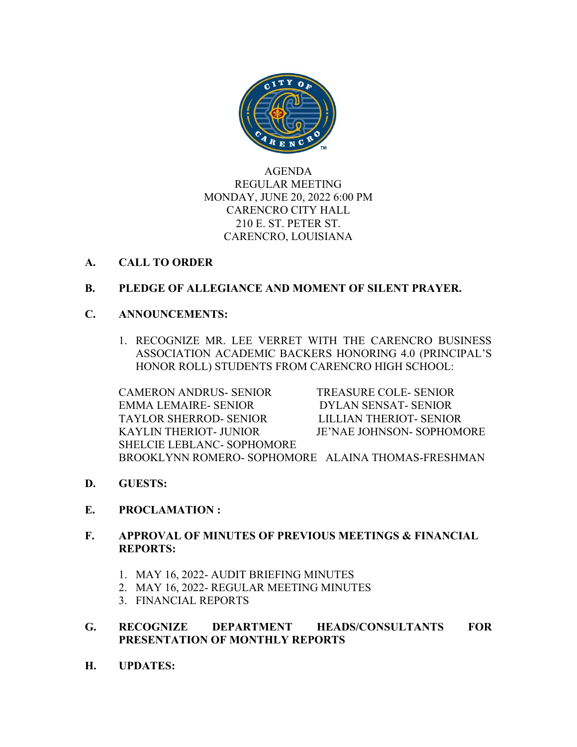AGENDA
REGULAR MEETING
MONDAY, JUNE 20, 2022 6:00 PM
CARENCRO CITY HALL
210 E. ST. PETER ST.
CARENCRO, LOUISIANA

**A. CALL TO ORDER**

**B. PLEDGE OF ALLEGIANCE AND MOMENT OF SILENT PRAYER.**

**C. ANNOUNCEMENTS:**

1. RECOGNIZE MR. LEE VERRET WITH THE CARENCRO BUSINESS ASSOCIATION ACADEMIC BACKERS HONORING 4.0 (PRINCIPAL'S HONOR ROLL) STUDENTS FROM CARENCRO HIGH SCHOOL:

CAMERON ANDRUS- SENIOR
TREASURE COLE- SENIOR
EMMA LEMAIRE- SENIOR
DYLAN SENSAT- SENIOR
TAYLOR SHERROD- SENIOR
LILLIAN THERIOT- SENIOR
KAYLIN THERIOT- JUNIOR
JE'NAE JOHNSON- SOPHOMORE
SHELCIE LEBLANC- SOPHOMORE
BROOKLYNN ROMERO- SOPHOMORE
ALAINA THOMAS-FRESHMAN

**D. GUESTS:**

**E. PROCLAMATION :**

**F. APPROVAL OF MINUTES OF PREVIOUS MEETINGS & FINANCIAL REPORTS:**

1. MAY 16, 2022- AUDIT BRIEFING MINUTES
2. MAY 16, 2022- REGULAR MEETING MINUTES
3. FINANCIAL REPORTS

**G. RECOGNIZE DEPARTMENT HEADS/CONSULTANTS FOR PRESENTATION OF MONTHLY REPORTS**

**H. UPDATES:**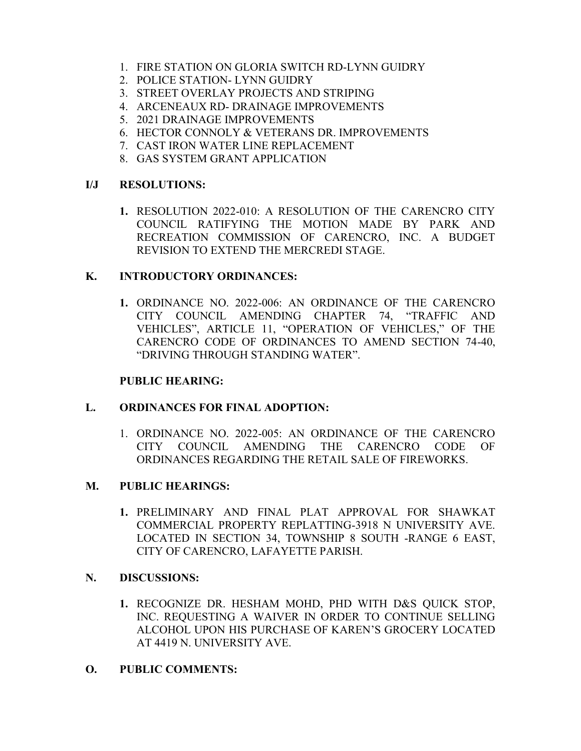1. FIRE STATION ON GLORIA SWITCH RD-LYNN GUIDRY
2. POLICE STATION- LYNN GUIDRY
3. STREET OVERLAY PROJECTS AND STRIPING
4. ARCENEAUX RD- DRAINAGE IMPROVEMENTS
5. 2021 DRAINAGE IMPROVEMENTS
6. HECTOR CONNOLY & VETERANS DR. IMPROVEMENTS
7. CAST IRON WATER LINE REPLACEMENT
8. GAS SYSTEM GRANT APPLICATION

**I/J RESOLUTIONS:**

1. RESOLUTION 2022-010: A RESOLUTION OF THE CARENCRO CITY COUNCIL RATIFYING THE MOTION MADE BY PARK AND RECREATION COMMISSION OF CARENCRO, INC. A BUDGET REVISION TO EXTEND THE MERCREDI STAGE.

**K. INTRODUCTORY ORDINANCES:**

1. ORDINANCE NO. 2022-006: AN ORDINANCE OF THE CARENCRO CITY COUNCIL AMENDING CHAPTER 74, "TRAFFIC AND VEHICLES", ARTICLE 11, "OPERATION OF VEHICLES," OF THE CARENCRO CODE OF ORDINANCES TO AMEND SECTION 74-40, "DRIVING THROUGH STANDING WATER".

**PUBLIC HEARING:**

**L. ORDINANCES FOR FINAL ADOPTION:**

1. ORDINANCE NO. 2022-005: AN ORDINANCE OF THE CARENCRO CITY COUNCIL AMENDING THE CARENCRO CODE OF ORDINANCES REGARDING THE RETAIL SALE OF FIREWORKS.

**M. PUBLIC HEARINGS:**

1. PRELIMINARY AND FINAL PLAT APPROVAL FOR SHAWKAT COMMERCIAL PROPERTY REPLATTING-3918 N UNIVERSITY AVE. LOCATED IN SECTION 34, TOWNSHIP 8 SOUTH -RANGE 6 EAST, CITY OF CARENCRO, LAFAYETTE PARISH.

**N. DISCUSSIONS:**

1. RECOGNIZE DR. HESHAM MOHD, PHD WITH D&S QUICK STOP, INC. REQUESTING A WAIVER IN ORDER TO CONTINUE SELLING ALCOHOL UPON HIS PURCHASE OF KAREN'S GROCERY LOCATED AT 4419 N. UNIVERSITY AVE.

**O. PUBLIC COMMENTS:**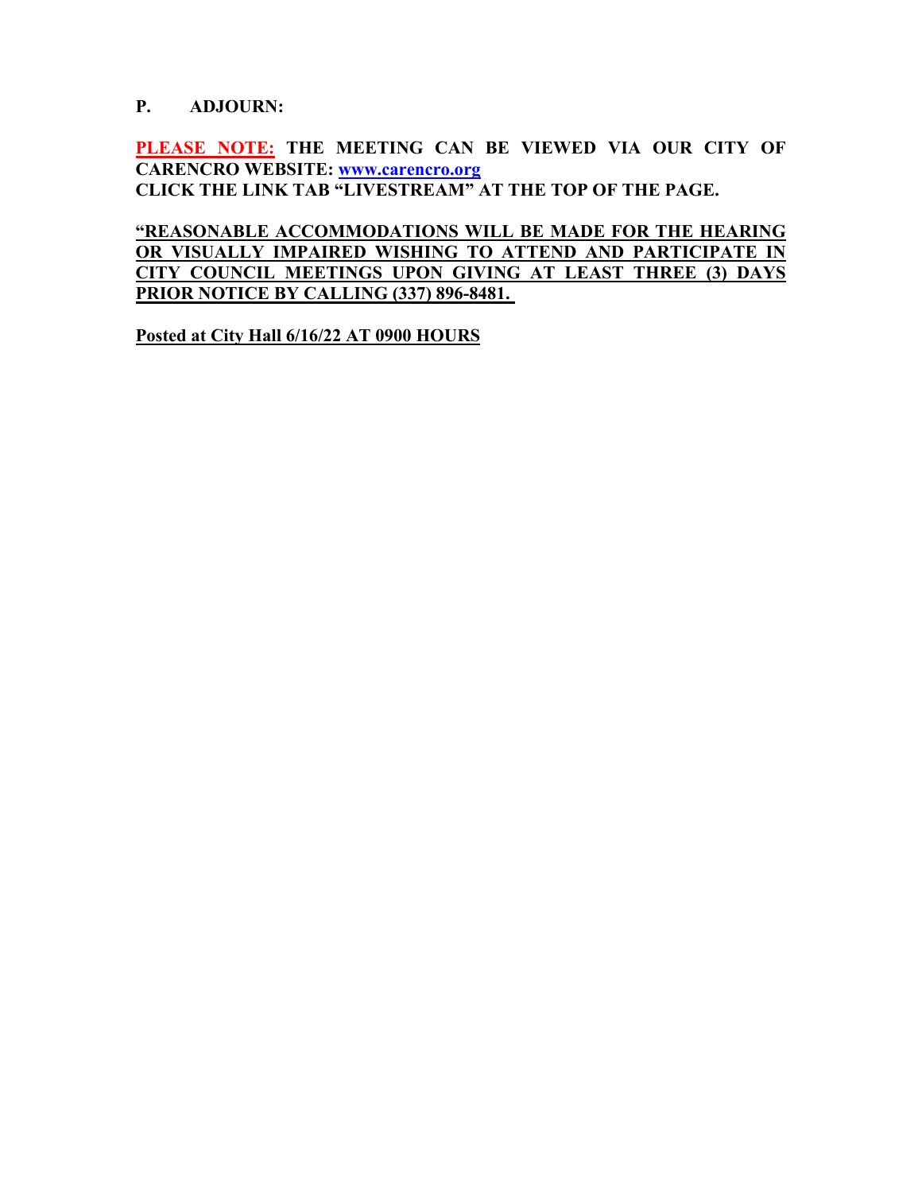**P. ADJOURN:**

**PLEASE NOTE: THE MEETING CAN BE VIEWED VIA OUR CITY OF CARENCRO WEBSITE: [www.carencro.org](http://www.carencro.org)**
**CLICK THE LINK TAB "LIVESTREAM" AT THE TOP OF THE PAGE.**

**"REASONABLE ACCOMMODATIONS WILL BE MADE FOR THE HEARING OR VISUALLY IMPAIRED WISHING TO ATTEND AND PARTICIPATE IN CITY COUNCIL MEETINGS UPON GIVING AT LEAST THREE (3) DAYS PRIOR NOTICE BY CALLING (337) 896-8481.**

**Posted at City Hall 6/16/22 AT 0900 HOURS**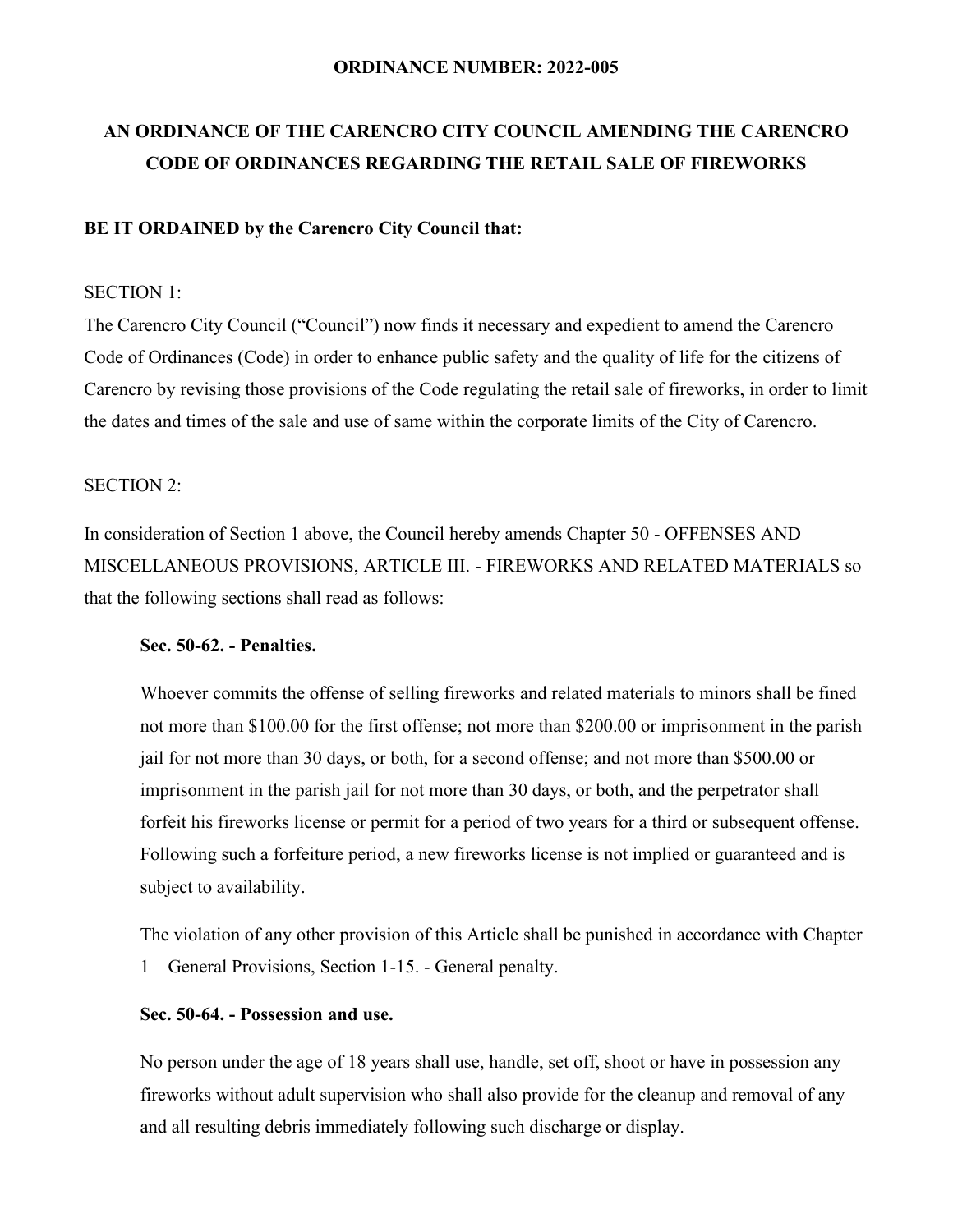**ORDINANCE NUMBER: 2022-005**

# AN ORDINANCE OF THE CARENCRO CITY COUNCIL AMENDING THE CARENCRO CODE OF ORDINANCES REGARDING THE RETAIL SALE OF FIREWORKS

**BE IT ORDAINED by the Carencro City Council that:**

SECTION 1:

The Carencro City Council ("Council") now finds it necessary and expedient to amend the Carencro Code of Ordinances (Code) in order to enhance public safety and the quality of life for the citizens of Carencro by revising those provisions of the Code regulating the retail sale of fireworks, in order to limit the dates and times of the sale and use of same within the corporate limits of the City of Carencro.

SECTION 2:

In consideration of Section 1 above, the Council hereby amends Chapter 50 - OFFENSES AND MISCELLANEOUS PROVISIONS, ARTICLE III. - FIREWORKS AND RELATED MATERIALS so that the following sections shall read as follows:

> **Sec. 50-62. - Penalties.**
>
> Whoever commits the offense of selling fireworks and related materials to minors shall be fined not more than $100.00 for the first offense; not more than $200.00 or imprisonment in the parish jail for not more than 30 days, or both, for a second offense; and not more than $500.00 or imprisonment in the parish jail for not more than 30 days, or both, and the perpetrator shall forfeit his fireworks license or permit for a period of two years for a third or subsequent offense. Following such a forfeiture period, a new fireworks license is not implied or guaranteed and is subject to availability.
>
> The violation of any other provision of this Article shall be punished in accordance with Chapter 1 – General Provisions, Section 1-15. - General penalty.
>
> **Sec. 50-64. - Possession and use.**
>
> No person under the age of 18 years shall use, handle, set off, shoot or have in possession any fireworks without adult supervision who shall also provide for the cleanup and removal of any and all resulting debris immediately following such discharge or display.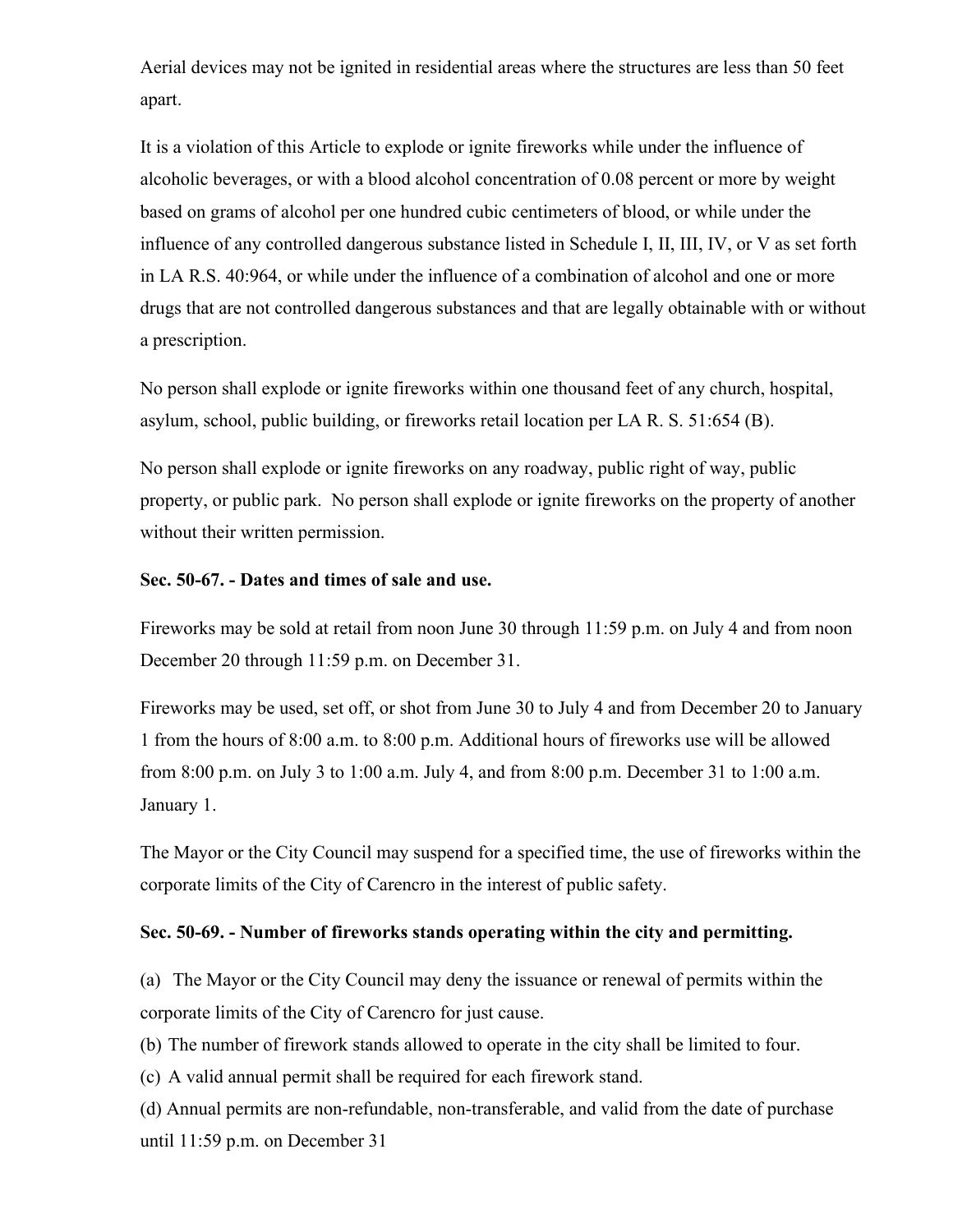Aerial devices may not be ignited in residential areas where the structures are less than 50 feet apart.

It is a violation of this Article to explode or ignite fireworks while under the influence of alcoholic beverages, or with a blood alcohol concentration of 0.08 percent or more by weight based on grams of alcohol per one hundred cubic centimeters of blood, or while under the influence of any controlled dangerous substance listed in Schedule I, II, III, IV, or V as set forth in LA R.S. 40:964, or while under the influence of a combination of alcohol and one or more drugs that are not controlled dangerous substances and that are legally obtainable with or without a prescription.

No person shall explode or ignite fireworks within one thousand feet of any church, hospital, asylum, school, public building, or fireworks retail location per LA R. S. 51:654 (B).

No person shall explode or ignite fireworks on any roadway, public right of way, public property, or public park. No person shall explode or ignite fireworks on the property of another without their written permission.

**Sec. 50-67. - Dates and times of sale and use.**

Fireworks may be sold at retail from noon June 30 through 11:59 p.m. on July 4 and from noon December 20 through 11:59 p.m. on December 31.

Fireworks may be used, set off, or shot from June 30 to July 4 and from December 20 to January 1 from the hours of 8:00 a.m. to 8:00 p.m. Additional hours of fireworks use will be allowed from 8:00 p.m. on July 3 to 1:00 a.m. July 4, and from 8:00 p.m. December 31 to 1:00 a.m. January 1.

The Mayor or the City Council may suspend for a specified time, the use of fireworks within the corporate limits of the City of Carencro in the interest of public safety.

**Sec. 50-69. - Number of fireworks stands operating within the city and permitting.**

(a) The Mayor or the City Council may deny the issuance or renewal of permits within the corporate limits of the City of Carencro for just cause.

(b) The number of firework stands allowed to operate in the city shall be limited to four.

(c) A valid annual permit shall be required for each firework stand.

(d) Annual permits are non-refundable, non-transferable, and valid from the date of purchase until 11:59 p.m. on December 31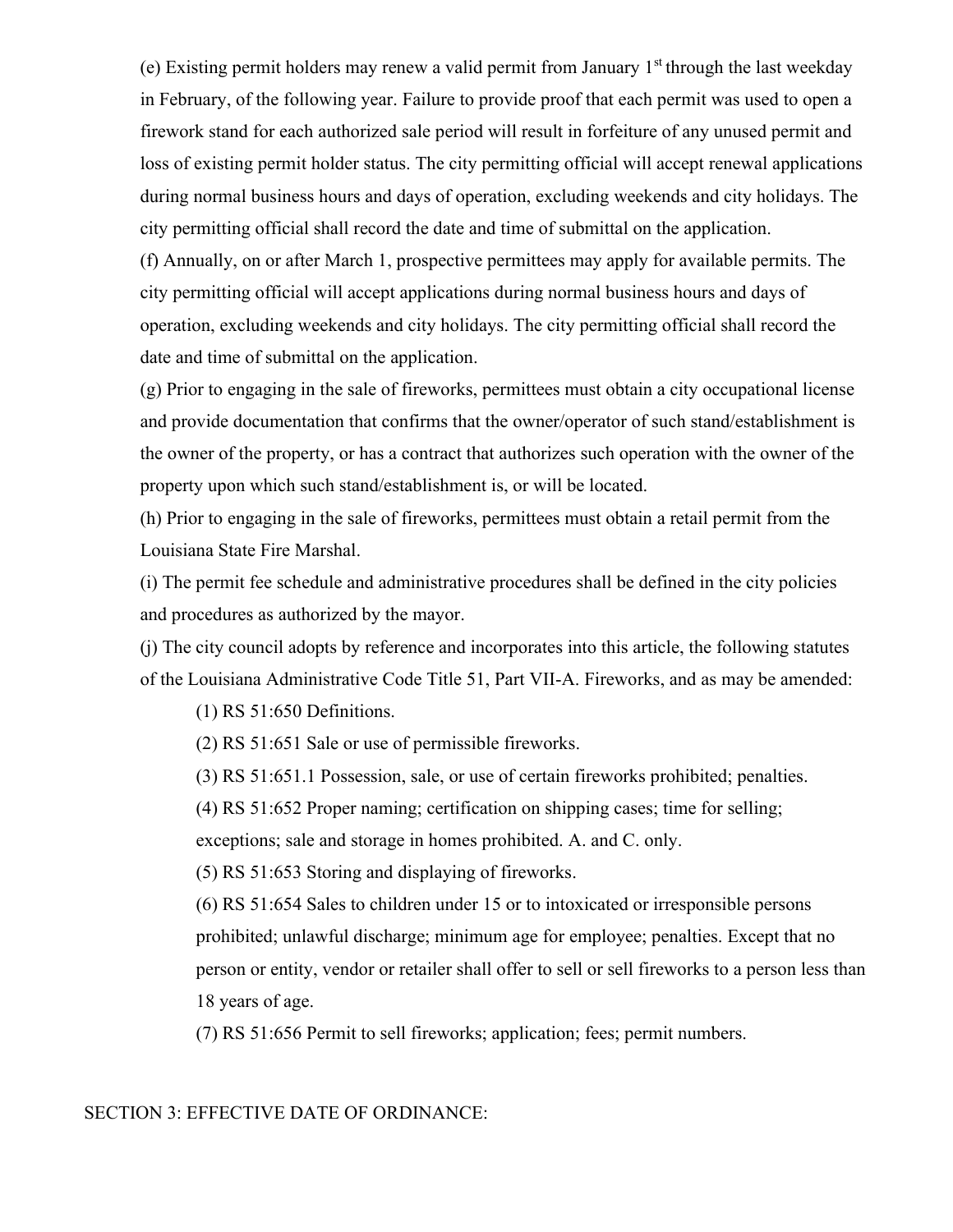(e) Existing permit holders may renew a valid permit from January 1st through the last weekday in February, of the following year. Failure to provide proof that each permit was used to open a firework stand for each authorized sale period will result in forfeiture of any unused permit and loss of existing permit holder status. The city permitting official will accept renewal applications during normal business hours and days of operation, excluding weekends and city holidays. The city permitting official shall record the date and time of submittal on the application.

(f) Annually, on or after March 1, prospective permittees may apply for available permits. The city permitting official will accept applications during normal business hours and days of operation, excluding weekends and city holidays. The city permitting official shall record the date and time of submittal on the application.

(g) Prior to engaging in the sale of fireworks, permittees must obtain a city occupational license and provide documentation that confirms that the owner/operator of such stand/establishment is the owner of the property, or has a contract that authorizes such operation with the owner of the property upon which such stand/establishment is, or will be located.

(h) Prior to engaging in the sale of fireworks, permittees must obtain a retail permit from the Louisiana State Fire Marshal.

(i) The permit fee schedule and administrative procedures shall be defined in the city policies and procedures as authorized by the mayor.

(j) The city council adopts by reference and incorporates into this article, the following statutes of the Louisiana Administrative Code Title 51, Part VII-A. Fireworks, and as may be amended:

(1) RS 51:650 Definitions.

(2) RS 51:651 Sale or use of permissible fireworks.

(3) RS 51:651.1 Possession, sale, or use of certain fireworks prohibited; penalties.

(4) RS 51:652 Proper naming; certification on shipping cases; time for selling; exceptions; sale and storage in homes prohibited. A. and C. only.

(5) RS 51:653 Storing and displaying of fireworks.

(6) RS 51:654 Sales to children under 15 or to intoxicated or irresponsible persons prohibited; unlawful discharge; minimum age for employee; penalties. Except that no person or entity, vendor or retailer shall offer to sell or sell fireworks to a person less than 18 years of age.

(7) RS 51:656 Permit to sell fireworks; application; fees; permit numbers.

SECTION 3: EFFECTIVE DATE OF ORDINANCE: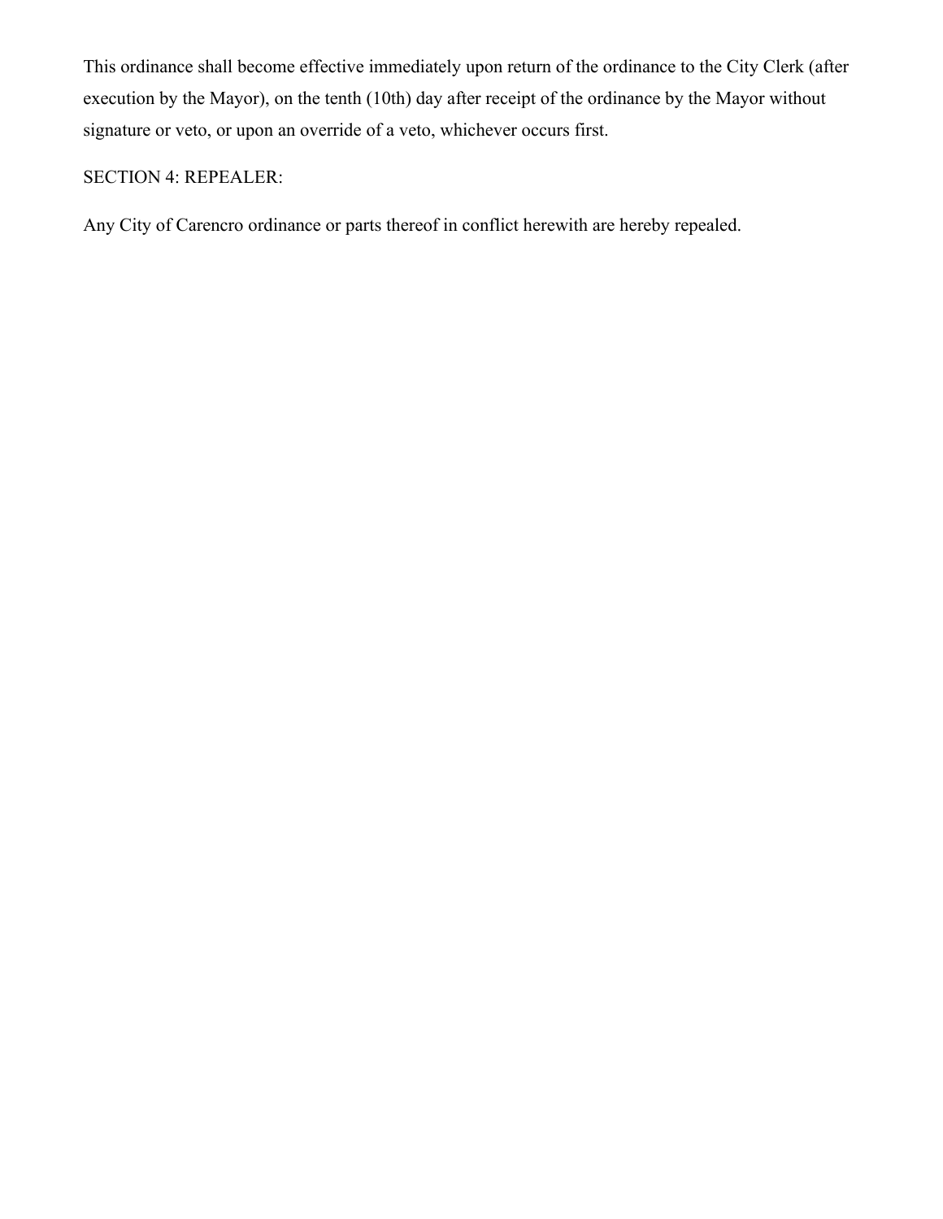This ordinance shall become effective immediately upon return of the ordinance to the City Clerk (after execution by the Mayor), on the tenth (10th) day after receipt of the ordinance by the Mayor without signature or veto, or upon an override of a veto, whichever occurs first.

SECTION 4: REPEALER:

Any City of Carencro ordinance or parts thereof in conflict herewith are hereby repealed.